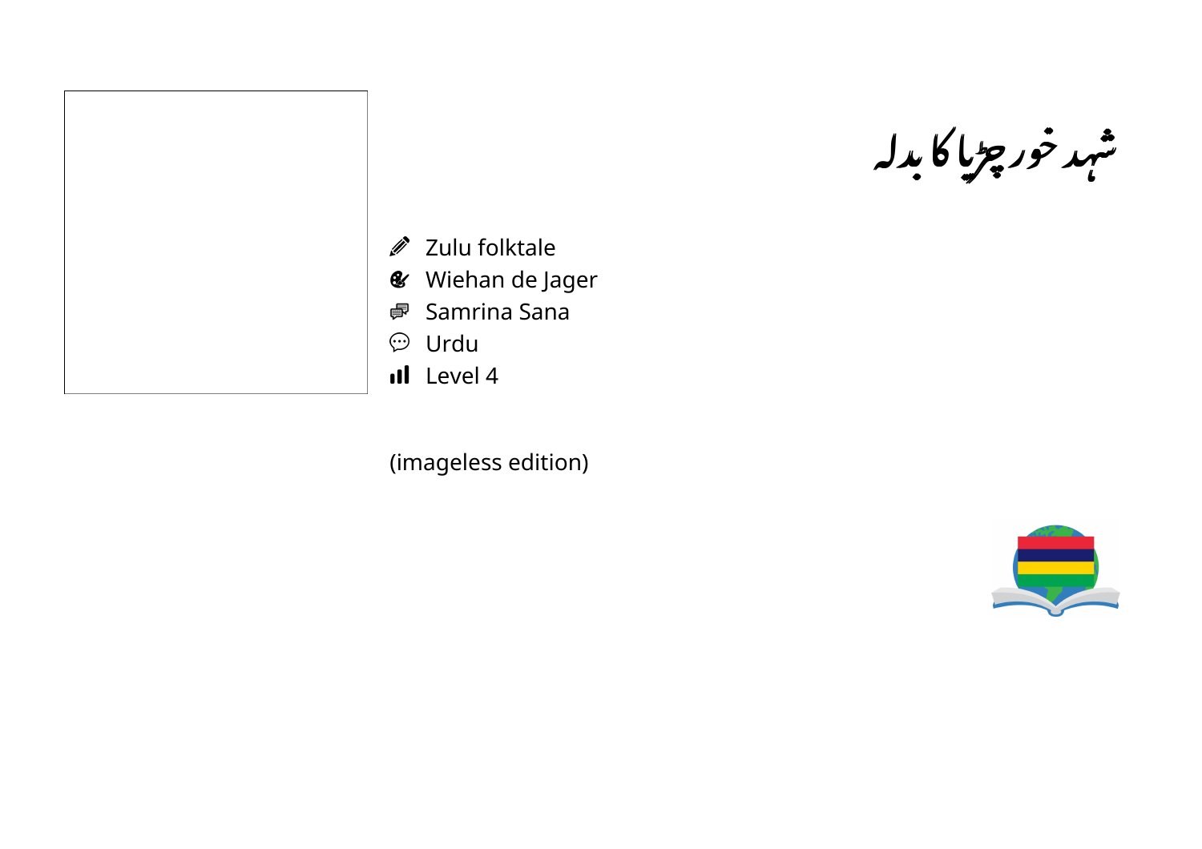# شہد خور چڑیا کا بدلہ

- Zulu folktale
- Wiehan de Jager
- Samrina Sana
- Urdu
- Level 4

(imageless edition)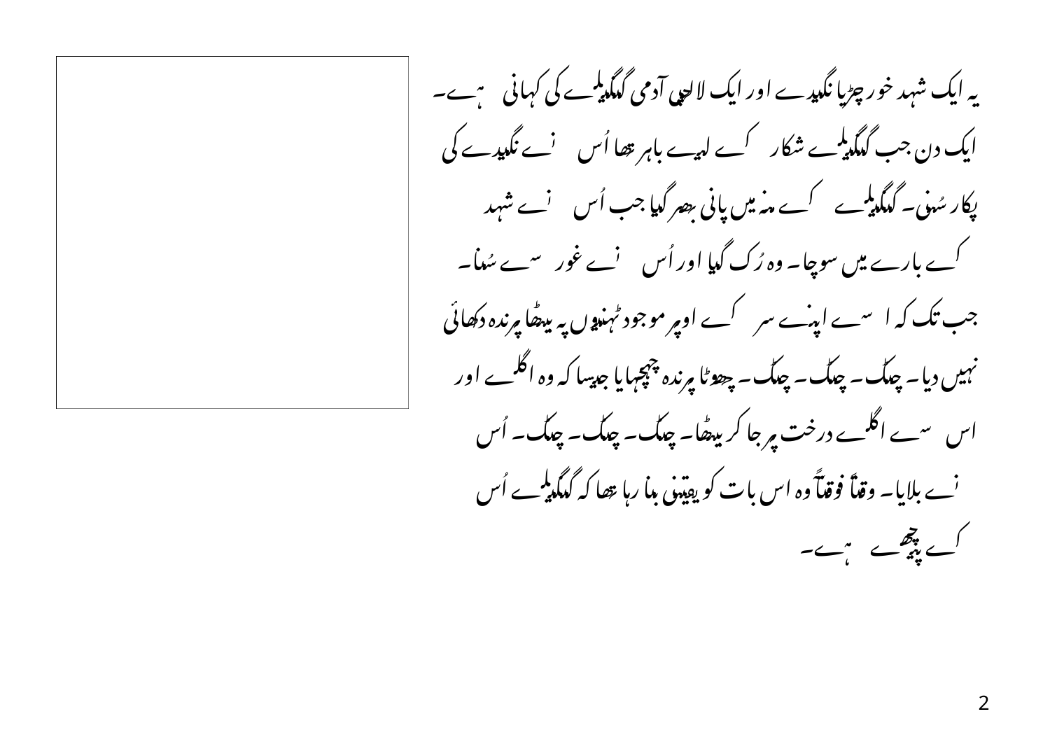یہ ایک شہد خور چڑیا نگیدے اور ایک لالچی آدمی گنگیلے کی کہانی ہے۔ ایک دن جب گنگیلے شکار کے لیے باہر تھا اُس نے نگیدے کی پکار سُنی۔ گنگیلے کے منہ میں پانی بھر گیا جب اُس نے شہد کے بارے میں سوچا۔ وہ رُک گیا اور اُس نے غور سے سُنا۔ جب تک کہ اُسے اپنے سر کے اوپر موجود ٹہنیوں پہ بیٹھا پرندہ دکھائی نہیں دیا۔ چٹک۔ چٹک۔ چٹک۔ چھوٹا پرندہ چہچہایا جیسا کہ وہ اگلے اور اس سے اگلے درخت پر جا کر بیٹھا۔ چٹک۔ چٹک۔ چٹک۔ اُس نے بلایا۔ وقتاً فوقتاً وہ اس بات کو یقینی بنا رہا تھا کہ گنگیلے اُس کے پیچھے ہے۔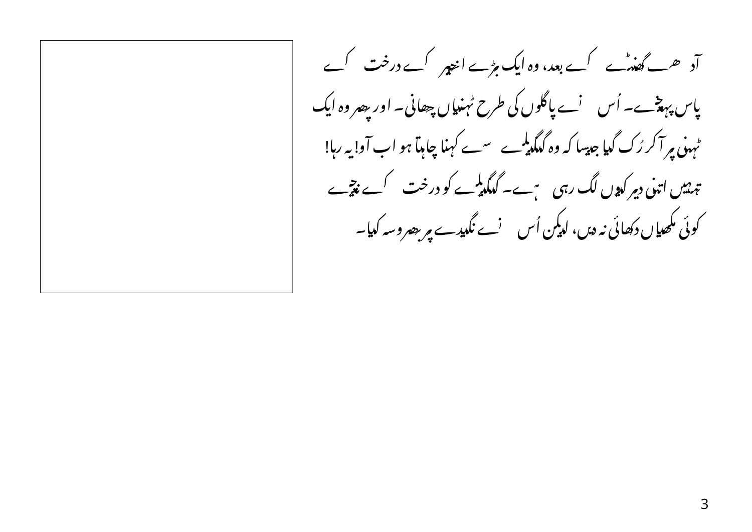آدھے گھنٹے کے بعد، وہ ایک بڑے انجیر کے درخت کے پاس پہنچے۔ اُس نے پاگلوں کی طرح ٹہنیاں چھانی۔ اور پھر وہ ایک ٹہنی پر آکر رُک گیا جیسا کہ وہ گنگیلے سے کہنا چاہتا ہو اب آو! یہ رہا! تمہیں اتنی دیر کیوں لگ رہی ہے۔ گنگیلے کو درخت کے نیچے کوئی مکھیاں دکھائی نہ دیں، لیکن اُس نے نگیدے پر بھروسہ کیا۔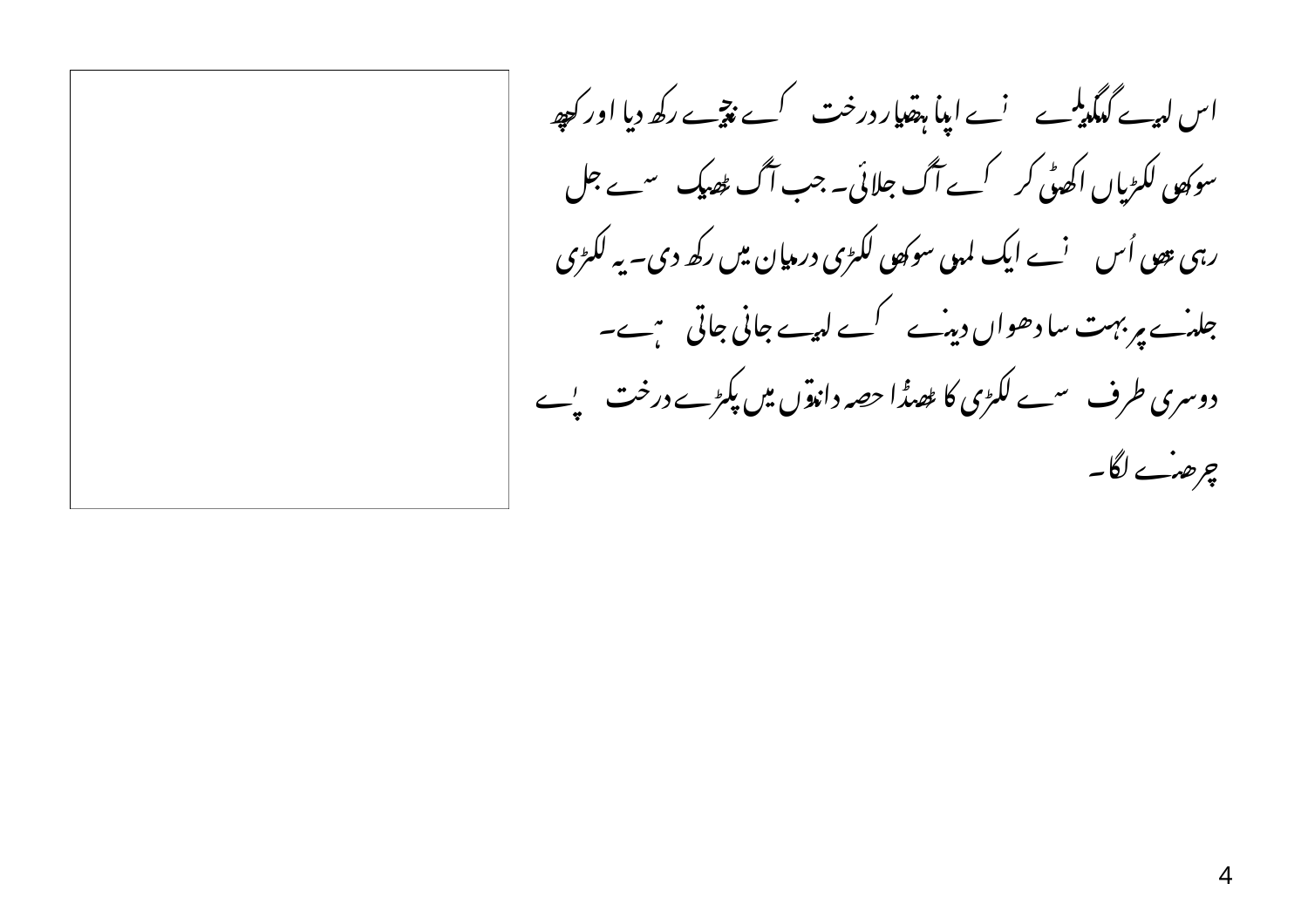اس لیے کنگیلے نے اپنا ہتھیار درخت کے نیچے رکھ دیا اور کچھ سوکھی لکڑیاں اکھٹی کر کے آگ جلائی۔ جب آگ ٹھیک سے جل رہی تھی اُس نے ایک لمبی سوکھی لکڑی درمیان میں رکھ دی۔ یہ لکڑی جلنے پر بہت سا دھواں دینے کے لیے جانی جاتی ہے۔

دوسری طرف سے لکڑی کا ٹھنڈا حصہ دانتوں میں پکڑے درخت پے چڑھنے لگا۔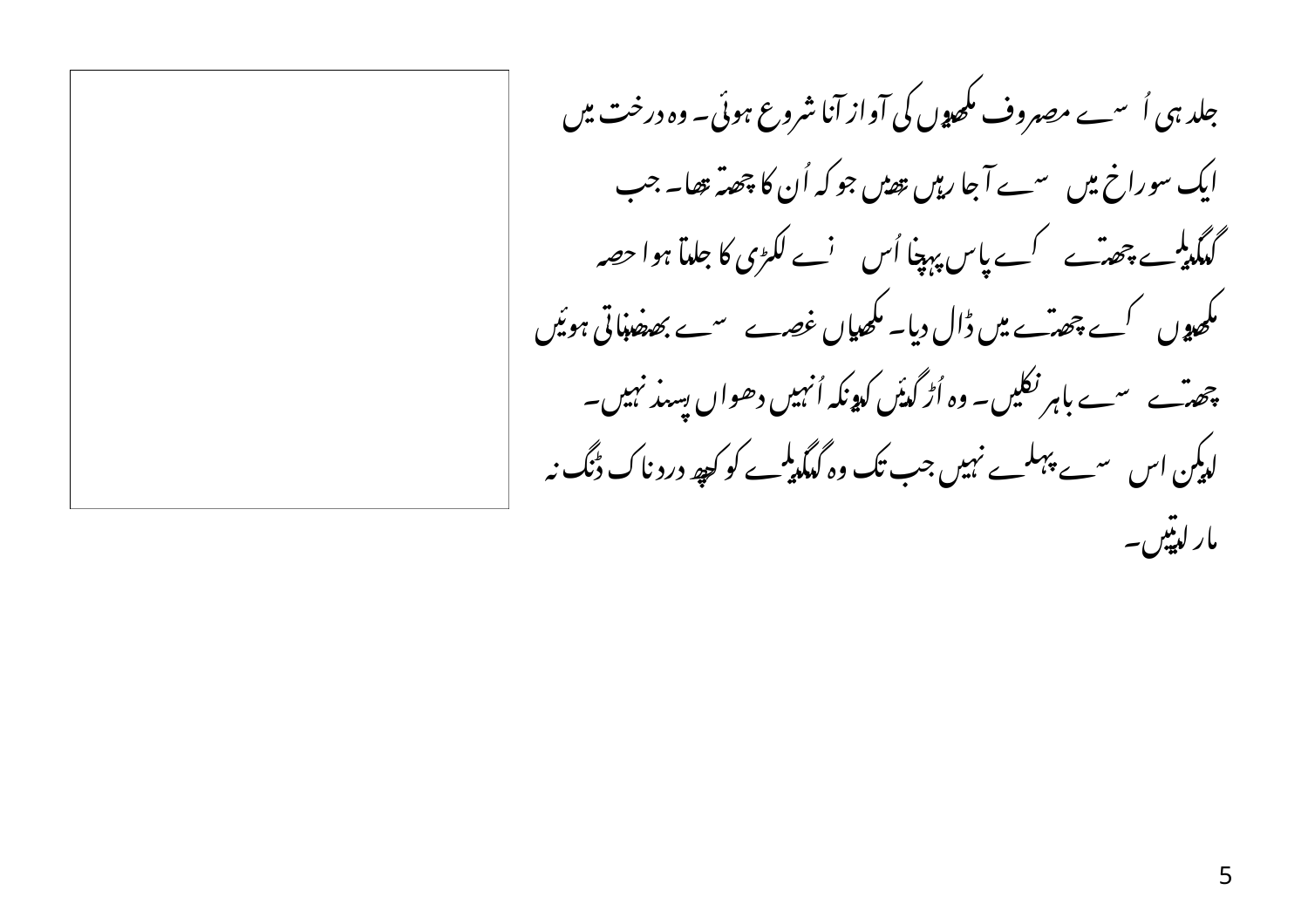جلد ہی اُ سے مصروف مکھیوں کی آواز آنا شروع ہوئی۔ وہ درخت میں ایک سوراخ میں سے آجا رہیں تھیں جو کہ اُن کا چھتہ تھا۔ جب گھگیلے چھتے کے پاس پہنچا اُس نے لکڑی کا جلتا ہوا حصہ مکھیوں کے چھتے میں ڈال دیا۔ مکھیاں غصے سے بھنبھناتی ہوئیں چھتے سے باہر نکلیں۔ وہ اُڑ گئیں کیونکہ اُنہیں دھواں پسند نہیں۔ لیکن اس سے پہلے نہیں جب تک وہ گھگیلے کو کچھ دردناک ڈنگ نہ مار لیتیں۔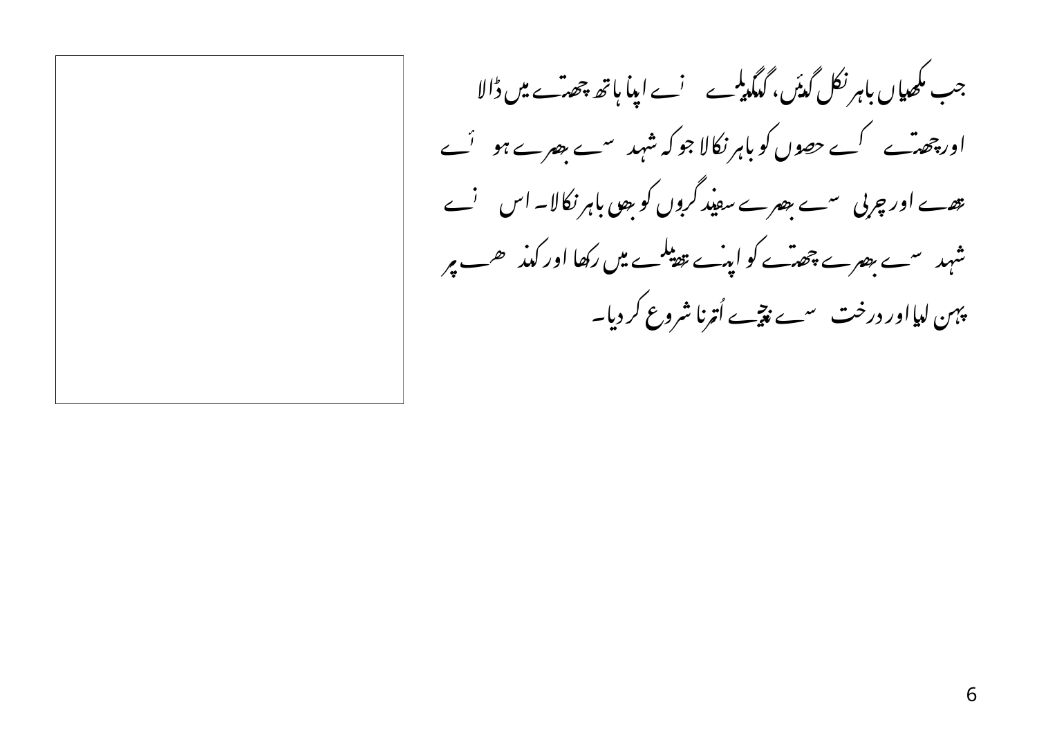جب مکھیاں باہر نکل گئیں، گمگیلے نے اپنا ہاتھ چھتے میں ڈالا اور چھتے کے حصوں کو باہر نکالا جو کہ شہد سے بھرے ہوئے تھے اور چربی سے بھرے سفید گربوں کو بھی باہر نکالا۔ اس نے شہد سے بھرے چھتے کو اپنے تھیلے میں رکھا اور کندھے پر پہن لیا اور درخت سے نیچے اُترنا شروع کر دیا۔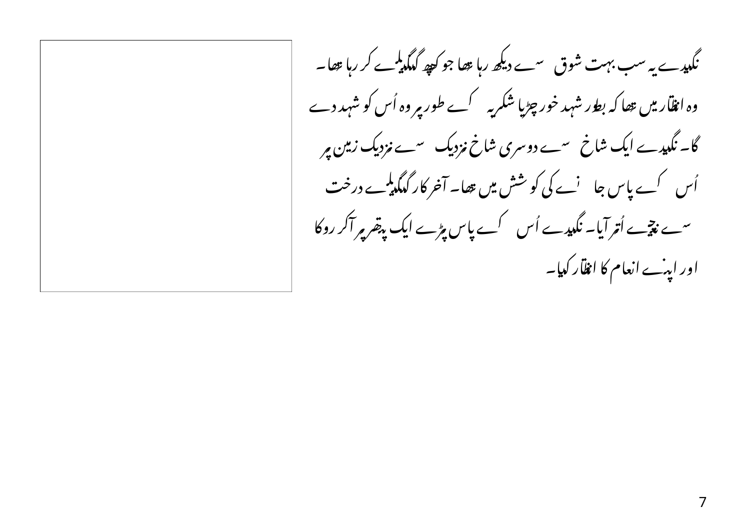نگمیدے یہ سب بہت شوق سے دیکھ رہا تھا جو کچھ گنگیلے کر رہا تھا۔
وہ انتظار میں تھا کہ بطور شہد خور چڑیا شکریہ کے طور پر وہ اُس کو شہد دے
گا۔ نگمیدے ایک شاخ سے دوسری شاخ نزدیک سے نزدیک زمین پر
اُس کے پاس جانے کی کوشش میں تھا۔ آخر کار گنگیلے درخت
سے نیچے اُتر آیا۔ نگمیدے اُس کے پاس پڑے ایک پتھر پر آکر روکا
اور اپنے انعام کا انتظار کیا۔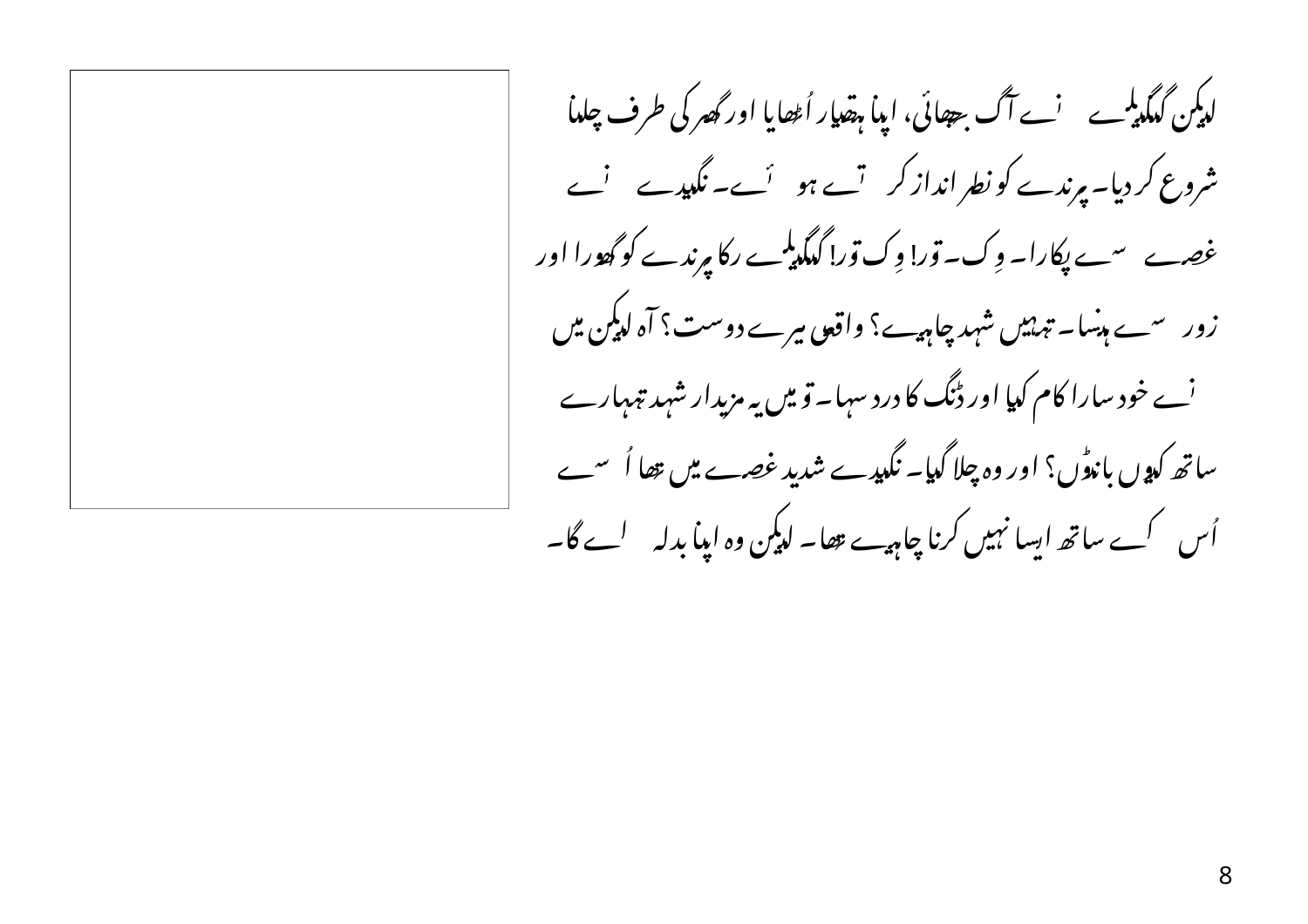لیکن گنگیلے نے آگ بجھائی، اپنا ہتھیار اُٹھایا اور گھر کی طرف چلنا شروع کر دیا۔ پرندے کو نظر انداز کرتے ہوئے۔ نگیدے نے غصے سے پکارا۔ وِک۔ تور! وِک تور! گنگیلے رکا پرندے کو گھورا اور زور سے ہنسا۔ تمہیں شہد چاہیے؟ واقعی میرے دوست؟ آہ لیکن میں نے خود سارا کام کیا اور ڈنگ کا درد سہا۔ تو میں یہ مزیدار شہد تمہارے ساتھ کیوں بانٹوں؟ اور وہ چلا گیا۔ نگیدے شدید غصے میں تھا اُسے اُس کے ساتھ ایسا نہیں کرنا چاہیے تھا۔ لیکن وہ اپنا بدلہ لے گا۔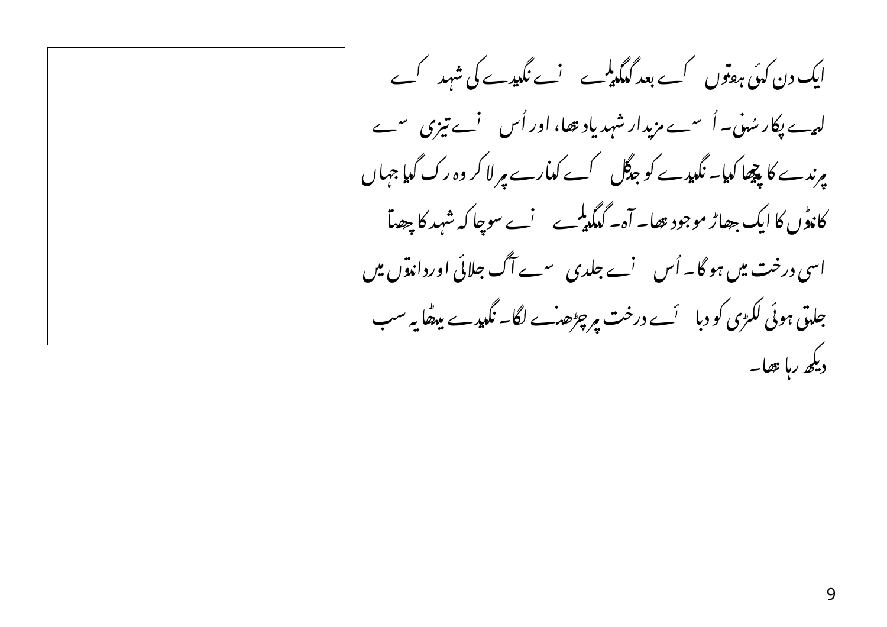ایک دن کئی ہفتوں کے بعد گمگیلے نے نگیدے کی شہد کے لیے پکار سُنی۔ اُسے مزیدار شہد یاد تھا، اور اُس نے تیزی سے پرندے کا پیچھا کیا۔ نگیدے کو جنگل کے کنارے پر لا کر وہ رک گیا جہاں کانٹوں کا ایک جھاڑ موجود تھا۔ آہ۔ گمگیلے نے سوچا کہ شہد کا چھتا اسی درخت میں ہو گا۔ اُس نے جلدی سے آگ جلائی اور دانتوں میں جلتی ہوئی لکڑی کو دبائے درخت پر چڑھنے لگا۔ نگیدے بیٹھا یہ سب دیکھ رہا تھا۔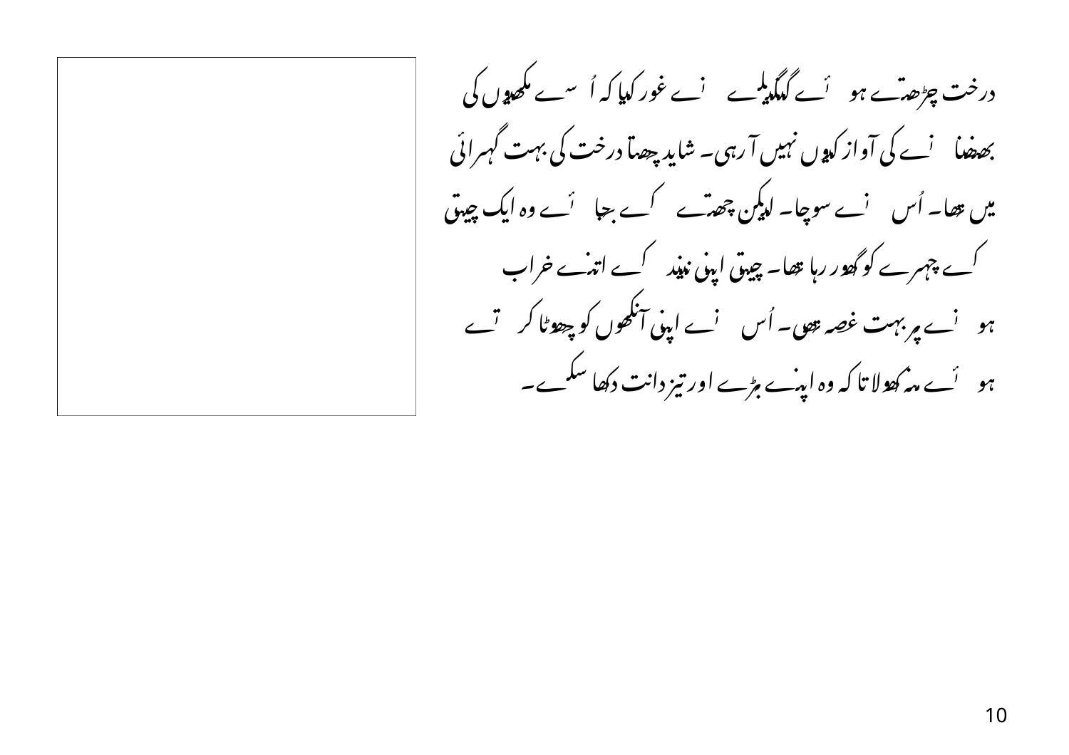درخت چڑھتے ہوئے گنگیلے نے غور کیا کہ اُسے مکھیوں کی بھنبھنانے کی آواز کیوں نہیں آ رہی۔ شاید چھتا درخت کی بہت گہرائی میں تھا۔ اُس نے سوچا۔ لیکن چھتے کے بجائے وہ ایک چیتی کے چہرے کو گھور رہا تھا۔ چیتی اپنی نیند کے اتنے خراب ہونے پر بہت غصہ تھی۔ اُس نے اپنی آنکھوں کو چھوٹا کرتے ہوئے منہ کھولا تاکہ وہ اپنے بڑے اور تیز دانت دکھا سکے۔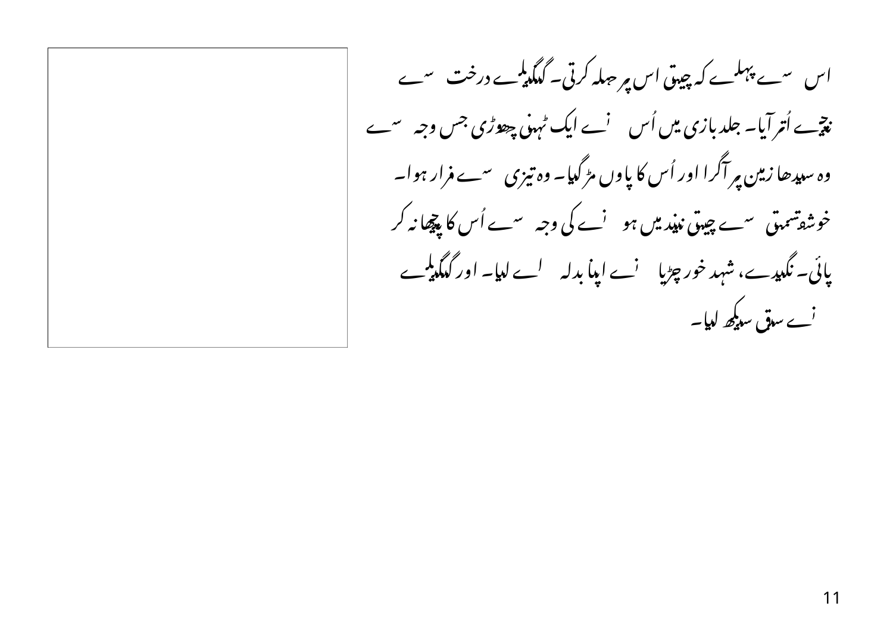اس سے پہلے کہ چیتی اس پر حملہ کرتی۔ گنگیلے درخت سے نیچے اُتر آیا۔ جلدبازی میں اُس نے ایک ٹہنی چھوڑی جس وجہ سے وہ سیدھا زمین پر آگرا اور اُس کا پاوں مڑ گیا۔ وہ تیزی سے فرار ہوا۔ خوشقسمتی سے چیتی نیند میں ہونے کی وجہ سے اُس کا پیچھا نہ کر پائی۔ نگیدے، شہد خور چڑیا نے اپنا بدلہ لے لیا۔ اور گنگیلے نے سبق سیکھ لیا۔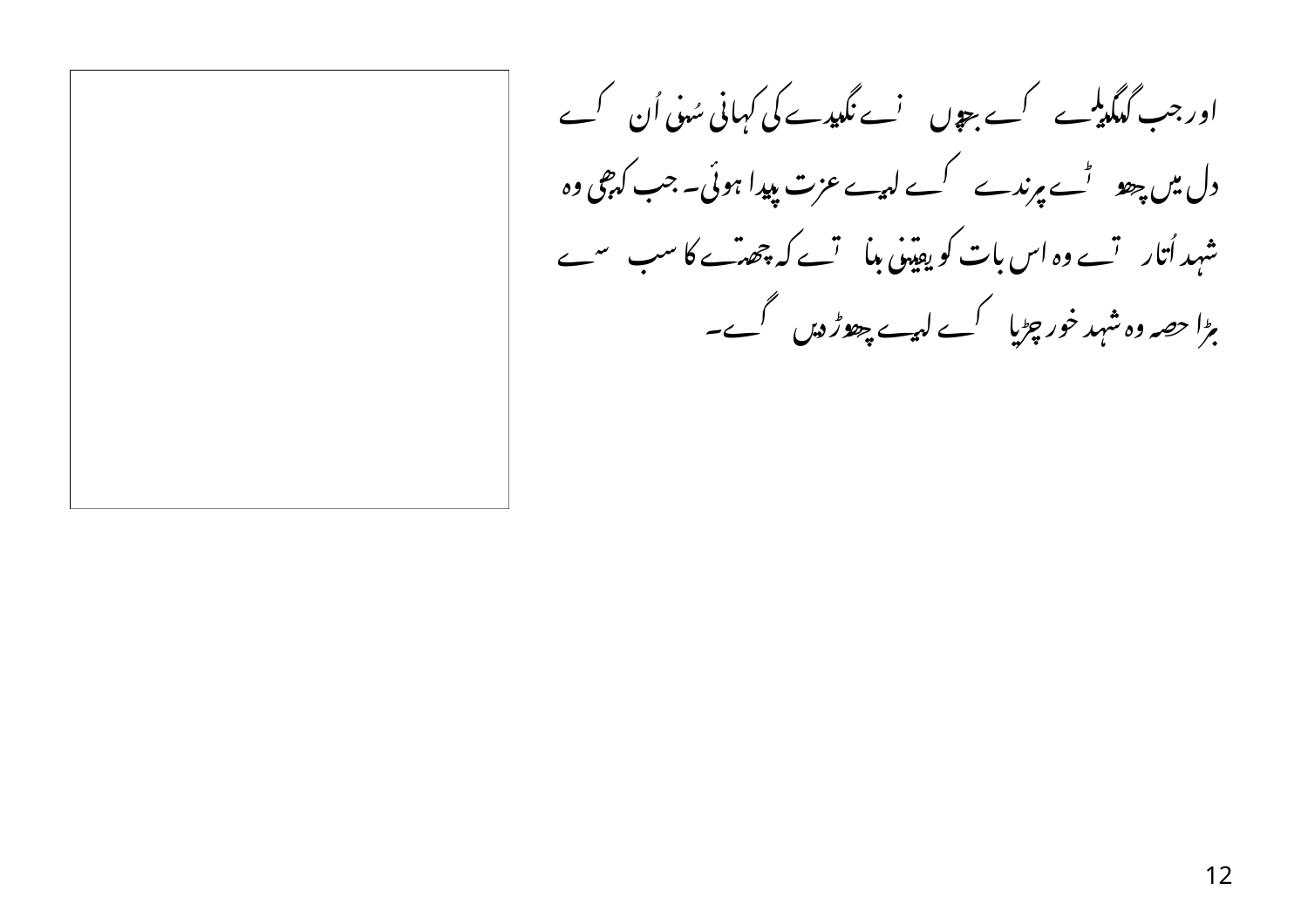اور جب گنگیلے کے بچوں نے نگیدے کی کہانی سُنی اُن کے دل میں چھوٹے پرندے کے لیے عزت پیدا ہوئی۔ جب کبھی وہ شہد اُتارتے وہ اس بات کو یقینی بناتے کہ چھتے کا سب سے بڑا حصہ وہ شہد خور چڑیا کے لیے چھوڑ دیں گے۔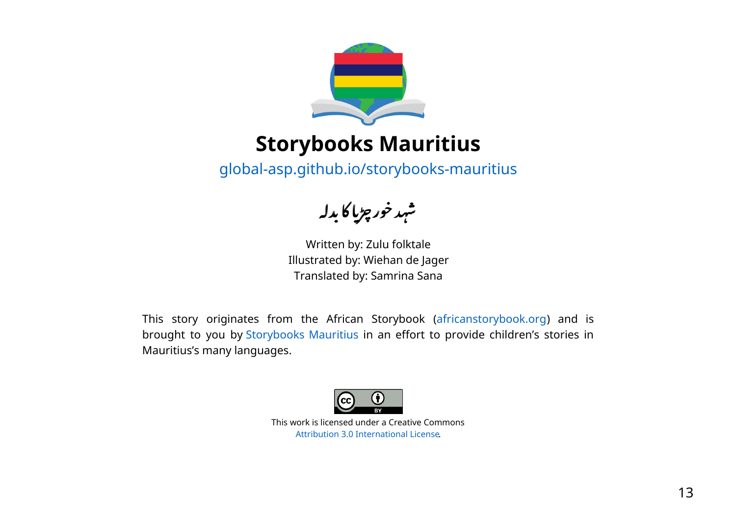# Storybooks Mauritius

global-asp.github.io/storybooks-mauritius

شہد خور چڑیا کا بدلہ

Written by: Zulu folktale
Illustrated by: Wiehan de Jager
Translated by: Samrina Sana

This story originates from the African Storybook (africanstorybook.org) and is brought to you by Storybooks Mauritius in an effort to provide children's stories in Mauritius's many languages.

This work is licensed under a Creative Commons Attribution 3.0 International License.